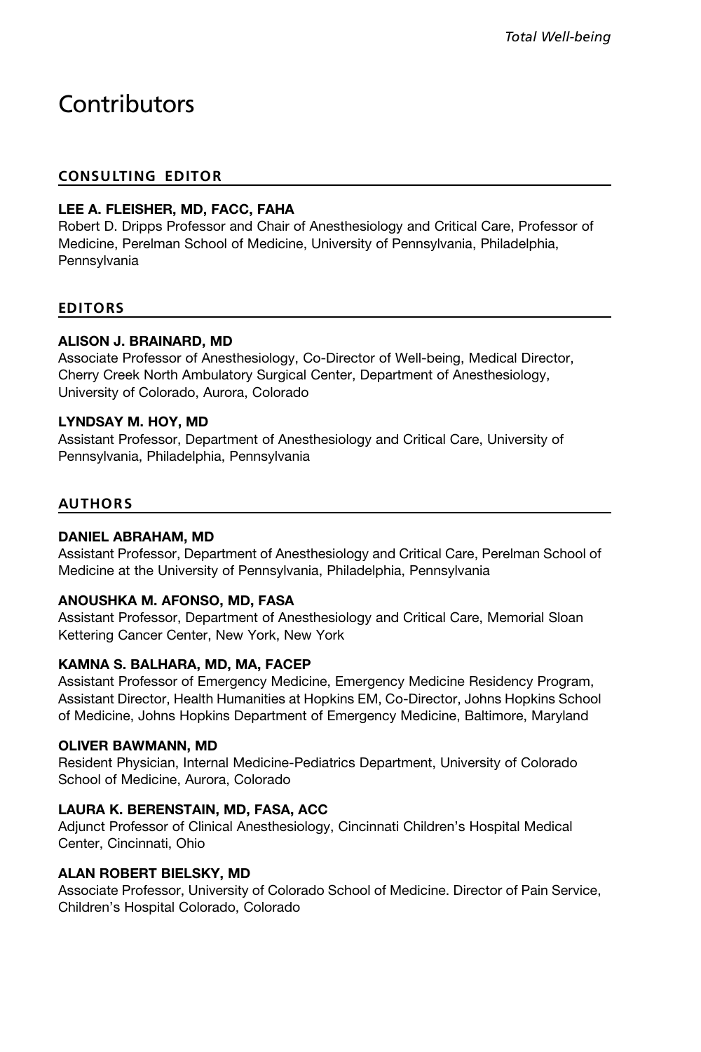# Contributors

## CONSULTING EDITOR

**LEE A. FLEISHER, MD, FACC, FAHA**
Robert D. Dripps Professor and Chair of Anesthesiology and Critical Care, Professor of Medicine, Perelman School of Medicine, University of Pennsylvania, Philadelphia, Pennsylvania

## EDITORS

**ALISON J. BRAINARD, MD**
Associate Professor of Anesthesiology, Co-Director of Well-being, Medical Director, Cherry Creek North Ambulatory Surgical Center, Department of Anesthesiology, University of Colorado, Aurora, Colorado

**LYNDSAY M. HOY, MD**
Assistant Professor, Department of Anesthesiology and Critical Care, University of Pennsylvania, Philadelphia, Pennsylvania

## AUTHORS

**DANIEL ABRAHAM, MD**
Assistant Professor, Department of Anesthesiology and Critical Care, Perelman School of Medicine at the University of Pennsylvania, Philadelphia, Pennsylvania

**ANOUSHKA M. AFONSO, MD, FASA**
Assistant Professor, Department of Anesthesiology and Critical Care, Memorial Sloan Kettering Cancer Center, New York, New York

**KAMNA S. BALHARA, MD, MA, FACEP**
Assistant Professor of Emergency Medicine, Emergency Medicine Residency Program, Assistant Director, Health Humanities at Hopkins EM, Co-Director, Johns Hopkins School of Medicine, Johns Hopkins Department of Emergency Medicine, Baltimore, Maryland

**OLIVER BAWMANN, MD**
Resident Physician, Internal Medicine-Pediatrics Department, University of Colorado School of Medicine, Aurora, Colorado

**LAURA K. BERENSTAIN, MD, FASA, ACC**
Adjunct Professor of Clinical Anesthesiology, Cincinnati Children's Hospital Medical Center, Cincinnati, Ohio

**ALAN ROBERT BIELSKY, MD**
Associate Professor, University of Colorado School of Medicine. Director of Pain Service, Children's Hospital Colorado, Colorado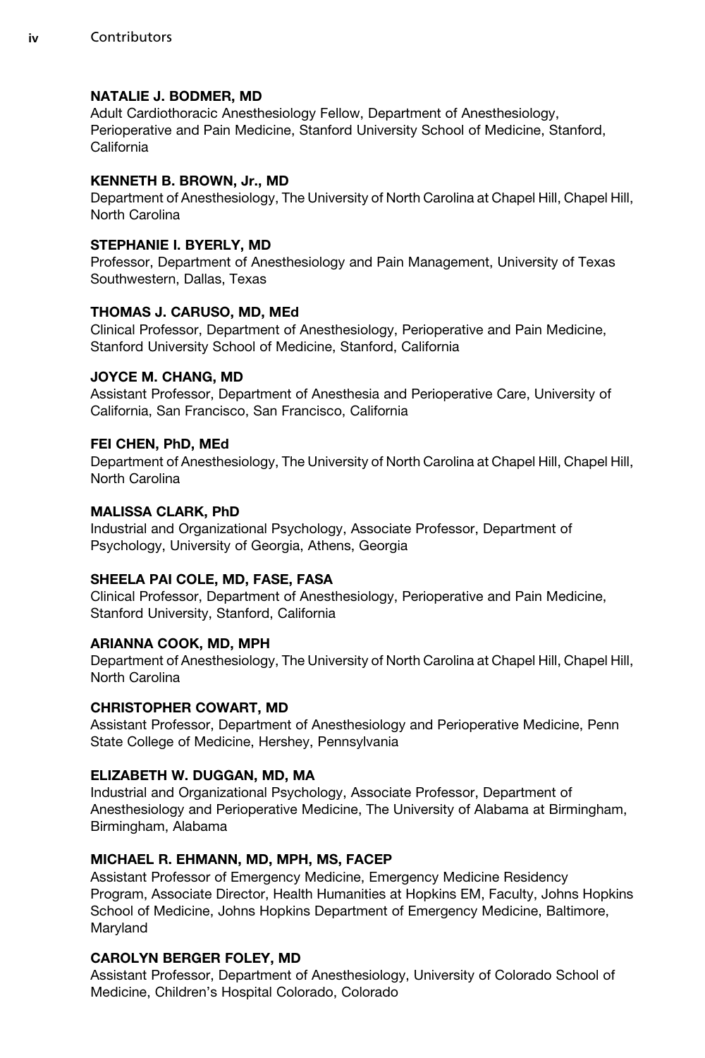# Contributors

**NATALIE J. BODMER, MD**
Adult Cardiothoracic Anesthesiology Fellow, Department of Anesthesiology, Perioperative and Pain Medicine, Stanford University School of Medicine, Stanford, California

**KENNETH B. BROWN, Jr., MD**
Department of Anesthesiology, The University of North Carolina at Chapel Hill, Chapel Hill, North Carolina

**STEPHANIE I. BYERLY, MD**
Professor, Department of Anesthesiology and Pain Management, University of Texas Southwestern, Dallas, Texas

**THOMAS J. CARUSO, MD, MEd**
Clinical Professor, Department of Anesthesiology, Perioperative and Pain Medicine, Stanford University School of Medicine, Stanford, California

**JOYCE M. CHANG, MD**
Assistant Professor, Department of Anesthesia and Perioperative Care, University of California, San Francisco, San Francisco, California

**FEI CHEN, PhD, MEd**
Department of Anesthesiology, The University of North Carolina at Chapel Hill, Chapel Hill, North Carolina

**MALISSA CLARK, PhD**
Industrial and Organizational Psychology, Associate Professor, Department of Psychology, University of Georgia, Athens, Georgia

**SHEELA PAI COLE, MD, FASE, FASA**
Clinical Professor, Department of Anesthesiology, Perioperative and Pain Medicine, Stanford University, Stanford, California

**ARIANNA COOK, MD, MPH**
Department of Anesthesiology, The University of North Carolina at Chapel Hill, Chapel Hill, North Carolina

**CHRISTOPHER COWART, MD**
Assistant Professor, Department of Anesthesiology and Perioperative Medicine, Penn State College of Medicine, Hershey, Pennsylvania

**ELIZABETH W. DUGGAN, MD, MA**
Industrial and Organizational Psychology, Associate Professor, Department of Anesthesiology and Perioperative Medicine, The University of Alabama at Birmingham, Birmingham, Alabama

**MICHAEL R. EHMANN, MD, MPH, MS, FACEP**
Assistant Professor of Emergency Medicine, Emergency Medicine Residency Program, Associate Director, Health Humanities at Hopkins EM, Faculty, Johns Hopkins School of Medicine, Johns Hopkins Department of Emergency Medicine, Baltimore, Maryland

**CAROLYN BERGER FOLEY, MD**
Assistant Professor, Department of Anesthesiology, University of Colorado School of Medicine, Children's Hospital Colorado, Colorado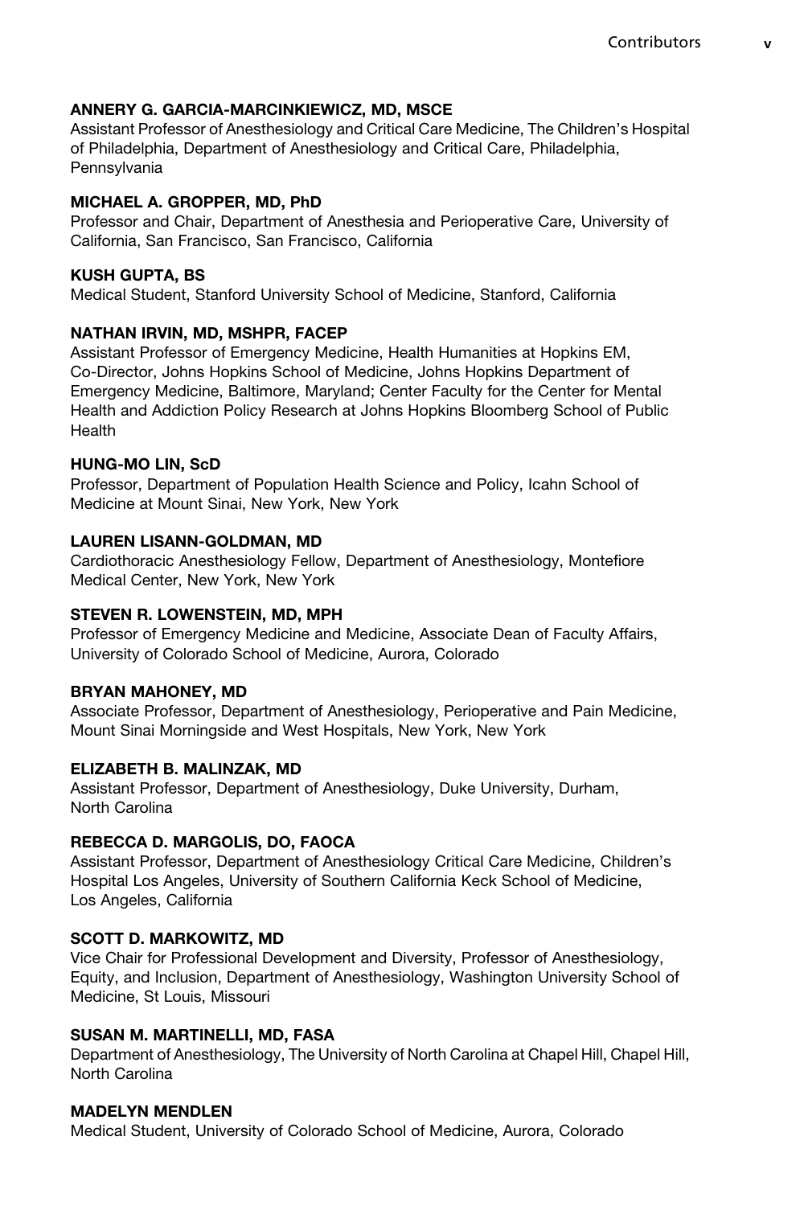**ANNERY G. GARCIA-MARCINKIEWICZ, MD, MSCE**
Assistant Professor of Anesthesiology and Critical Care Medicine, The Children's Hospital of Philadelphia, Department of Anesthesiology and Critical Care, Philadelphia, Pennsylvania

**MICHAEL A. GROPPER, MD, PhD**
Professor and Chair, Department of Anesthesia and Perioperative Care, University of California, San Francisco, San Francisco, California

**KUSH GUPTA, BS**
Medical Student, Stanford University School of Medicine, Stanford, California

**NATHAN IRVIN, MD, MSHPR, FACEP**
Assistant Professor of Emergency Medicine, Health Humanities at Hopkins EM, Co-Director, Johns Hopkins School of Medicine, Johns Hopkins Department of Emergency Medicine, Baltimore, Maryland; Center Faculty for the Center for Mental Health and Addiction Policy Research at Johns Hopkins Bloomberg School of Public Health

**HUNG-MO LIN, ScD**
Professor, Department of Population Health Science and Policy, Icahn School of Medicine at Mount Sinai, New York, New York

**LAUREN LISANN-GOLDMAN, MD**
Cardiothoracic Anesthesiology Fellow, Department of Anesthesiology, Montefiore Medical Center, New York, New York

**STEVEN R. LOWENSTEIN, MD, MPH**
Professor of Emergency Medicine and Medicine, Associate Dean of Faculty Affairs, University of Colorado School of Medicine, Aurora, Colorado

**BRYAN MAHONEY, MD**
Associate Professor, Department of Anesthesiology, Perioperative and Pain Medicine, Mount Sinai Morningside and West Hospitals, New York, New York

**ELIZABETH B. MALINZAK, MD**
Assistant Professor, Department of Anesthesiology, Duke University, Durham, North Carolina

**REBECCA D. MARGOLIS, DO, FAOCA**
Assistant Professor, Department of Anesthesiology Critical Care Medicine, Children's Hospital Los Angeles, University of Southern California Keck School of Medicine, Los Angeles, California

**SCOTT D. MARKOWITZ, MD**
Vice Chair for Professional Development and Diversity, Professor of Anesthesiology, Equity, and Inclusion, Department of Anesthesiology, Washington University School of Medicine, St Louis, Missouri

**SUSAN M. MARTINELLI, MD, FASA**
Department of Anesthesiology, The University of North Carolina at Chapel Hill, Chapel Hill, North Carolina

**MADELYN MENDLEN**
Medical Student, University of Colorado School of Medicine, Aurora, Colorado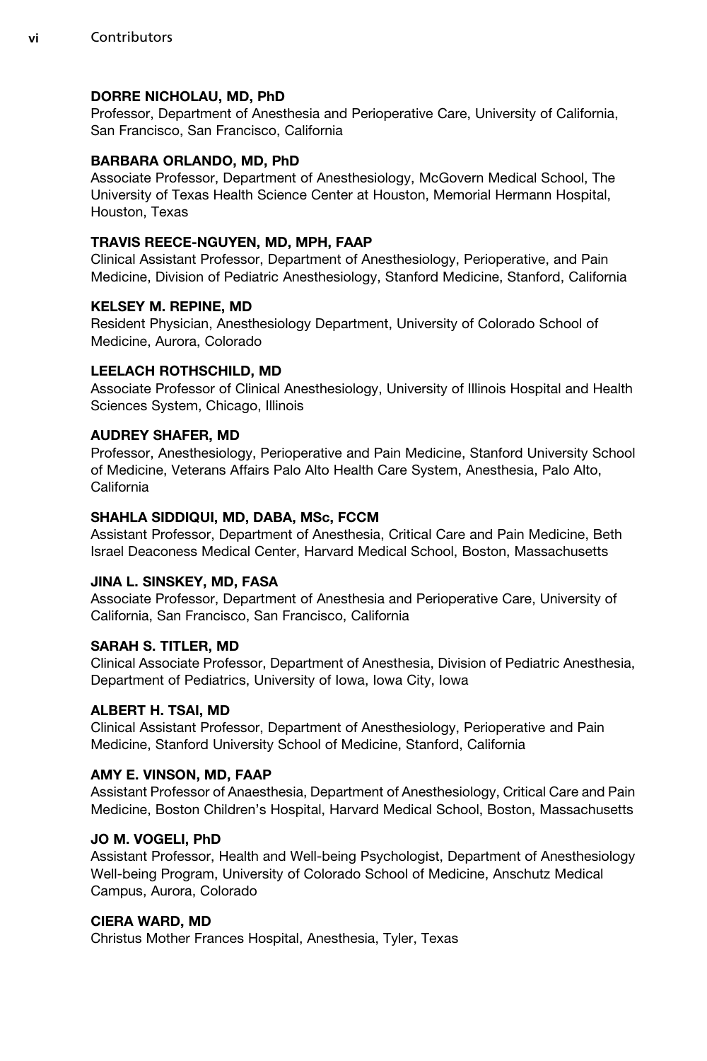**DORRE NICHOLAU, MD, PhD**
Professor, Department of Anesthesia and Perioperative Care, University of California, San Francisco, San Francisco, California

**BARBARA ORLANDO, MD, PhD**
Associate Professor, Department of Anesthesiology, McGovern Medical School, The University of Texas Health Science Center at Houston, Memorial Hermann Hospital, Houston, Texas

**TRAVIS REECE-NGUYEN, MD, MPH, FAAP**
Clinical Assistant Professor, Department of Anesthesiology, Perioperative, and Pain Medicine, Division of Pediatric Anesthesiology, Stanford Medicine, Stanford, California

**KELSEY M. REPINE, MD**
Resident Physician, Anesthesiology Department, University of Colorado School of Medicine, Aurora, Colorado

**LEELACH ROTHSCHILD, MD**
Associate Professor of Clinical Anesthesiology, University of Illinois Hospital and Health Sciences System, Chicago, Illinois

**AUDREY SHAFER, MD**
Professor, Anesthesiology, Perioperative and Pain Medicine, Stanford University School of Medicine, Veterans Affairs Palo Alto Health Care System, Anesthesia, Palo Alto, California

**SHAHLA SIDDIQUI, MD, DABA, MSc, FCCM**
Assistant Professor, Department of Anesthesia, Critical Care and Pain Medicine, Beth Israel Deaconess Medical Center, Harvard Medical School, Boston, Massachusetts

**JINA L. SINSKEY, MD, FASA**
Associate Professor, Department of Anesthesia and Perioperative Care, University of California, San Francisco, San Francisco, California

**SARAH S. TITLER, MD**
Clinical Associate Professor, Department of Anesthesia, Division of Pediatric Anesthesia, Department of Pediatrics, University of Iowa, Iowa City, Iowa

**ALBERT H. TSAI, MD**
Clinical Assistant Professor, Department of Anesthesiology, Perioperative and Pain Medicine, Stanford University School of Medicine, Stanford, California

**AMY E. VINSON, MD, FAAP**
Assistant Professor of Anaesthesia, Department of Anesthesiology, Critical Care and Pain Medicine, Boston Children's Hospital, Harvard Medical School, Boston, Massachusetts

**JO M. VOGELI, PhD**
Assistant Professor, Health and Well-being Psychologist, Department of Anesthesiology Well-being Program, University of Colorado School of Medicine, Anschutz Medical Campus, Aurora, Colorado

**CIERA WARD, MD**
Christus Mother Frances Hospital, Anesthesia, Tyler, Texas